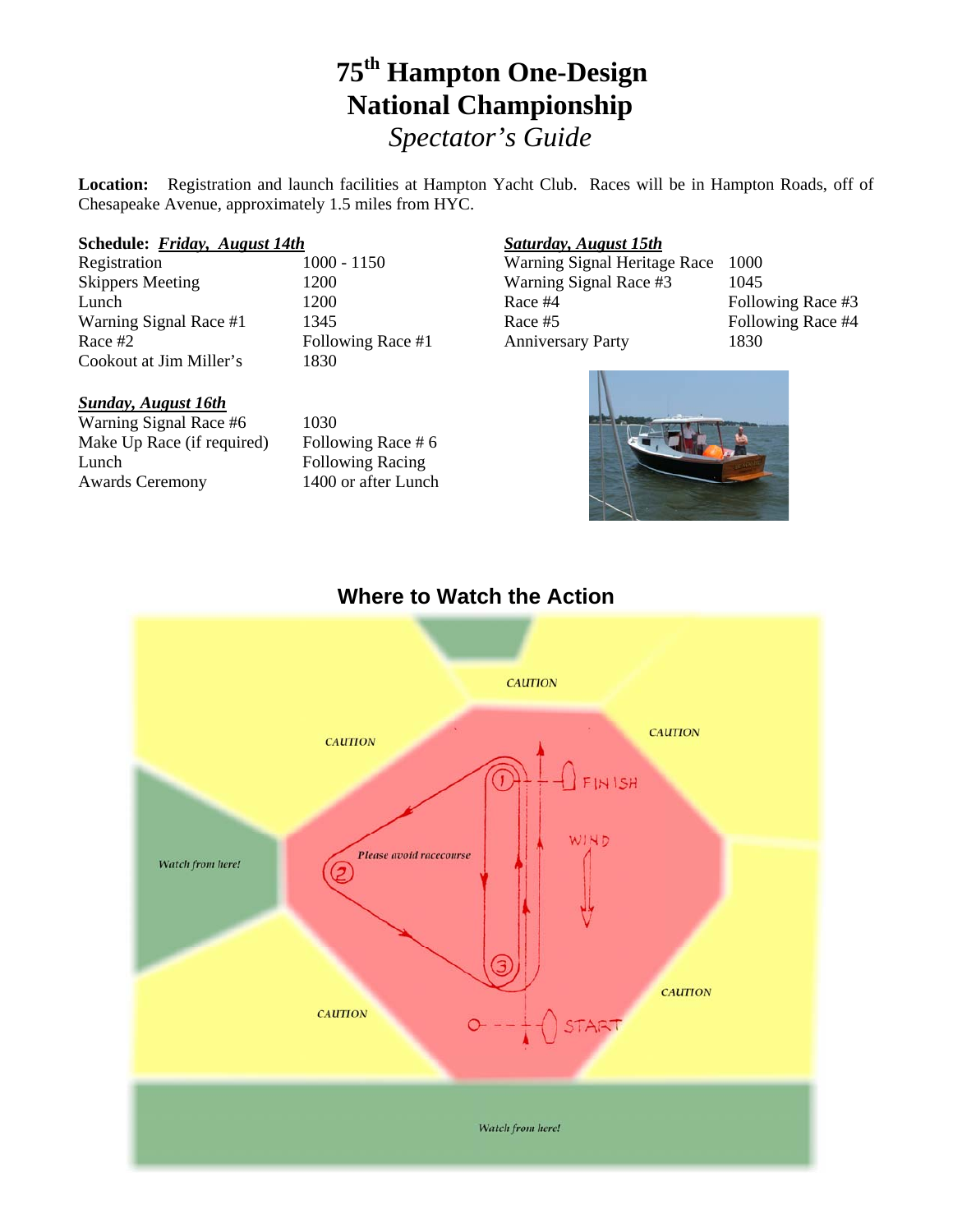# 75th Hampton One-Design National Championship

## *Spectator's Guide*

**Location:** Registration and launch facilities at Hampton Yacht Club. Races will be in Hampton Roads, off of Chesapeake Avenue, approximately 1.5 miles from HYC.

**Schedule:** ***Friday, August 14th***

| | |
|---|---|
| Registration | 1000 - 1150 |
| Skippers Meeting | 1200 |
| Lunch | 1200 |
| Warning Signal Race #1 | 1345 |
| Race #2 | Following Race #1 |
| Cookout at Jim Miller's | 1830 |

***Saturday, August 15th***

| | |
|---|---|
| Warning Signal Heritage Race | 1000 |
| Warning Signal Race #3 | 1045 |
| Race #4 | Following Race #3 |
| Race #5 | Following Race #4 |
| Anniversary Party | 1830 |

***Sunday, August 16th***

| | |
|---|---|
| Warning Signal Race #6 | 1030 |
| Make Up Race (if required) | Following Race # 6 |
| Lunch | Following Racing |
| Awards Ceremony | 1400 or after Lunch |

## Where to Watch the Action

CAUTION

CAUTION

CAUTION

FINISH

WIND

Watch from here!

Please avoid racecourse

CAUTION

CAUTION

START

Watch from here!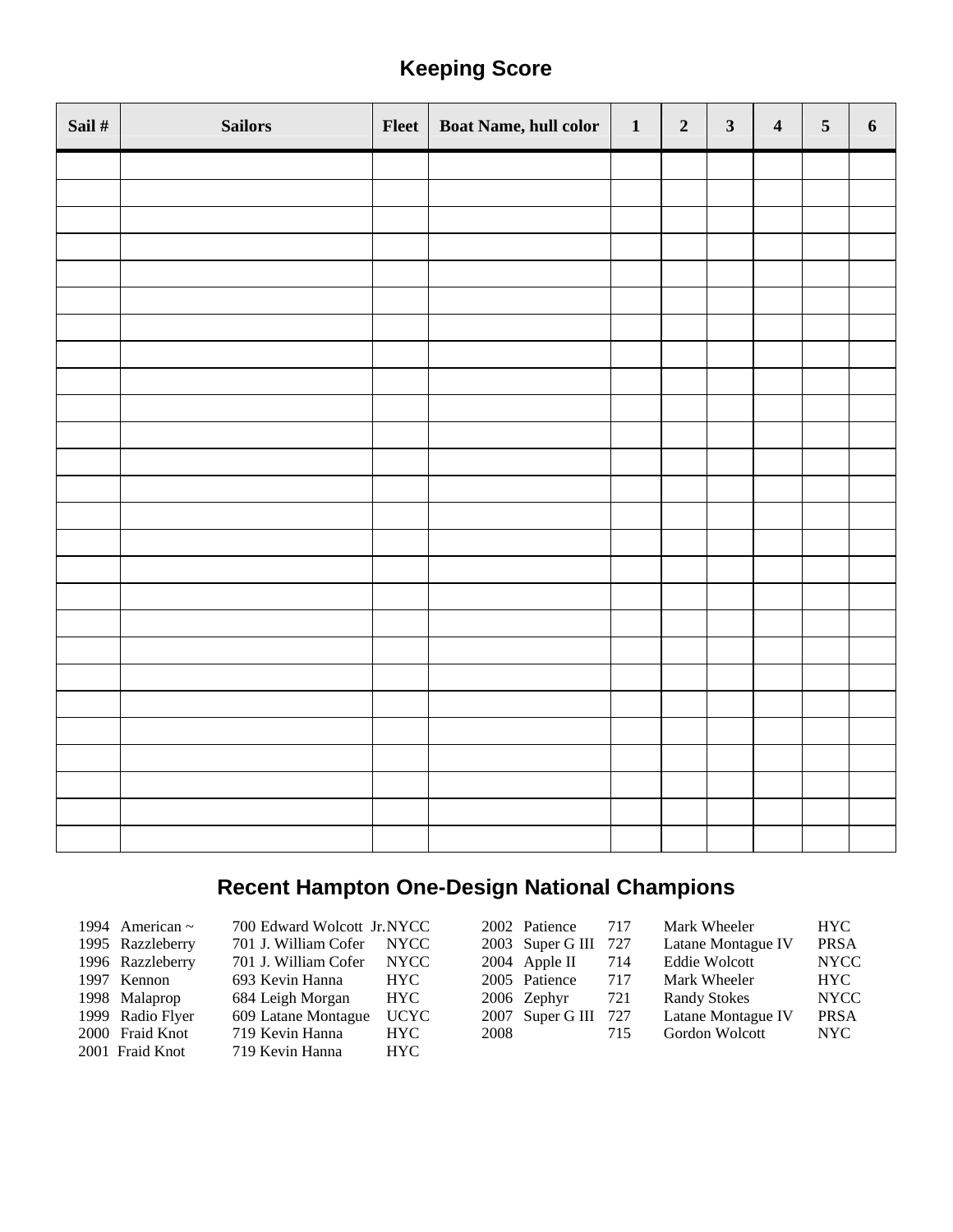## Keeping Score

| Sail # | Sailors | Fleet | Boat Name, hull color | 1 | 2 | 3 | 4 | 5 | 6 |
|---|---|---|---|---|---|---|---|---|---|
| | | | | | | | | | |
| | | | | | | | | | |
| | | | | | | | | | |
| | | | | | | | | | |
| | | | | | | | | | |
| | | | | | | | | | |
| | | | | | | | | | |
| | | | | | | | | | |
| | | | | | | | | | |
| | | | | | | | | | |
| | | | | | | | | | |
| | | | | | | | | | |
| | | | | | | | | | |
| | | | | | | | | | |
| | | | | | | | | | |
| | | | | | | | | | |
| | | | | | | | | | |
| | | | | | | | | | |
| | | | | | | | | | |
| | | | | | | | | | |
| | | | | | | | | | |
| | | | | | | | | | |
| | | | | | | | | | |
| | | | | | | | | | |
| | | | | | | | | | |
| | | | | | | | | | |

## Recent Hampton One-Design National Champions

| | | | | |
|---|---|---|---|---|
| 1994 | American ~ | 700 | Edward Wolcott Jr. | NYCC |
| 1995 | Razzleberry | 701 | J. William Cofer | NYCC |
| 1996 | Razzleberry | 701 | J. William Cofer | NYCC |
| 1997 | Kennon | 693 | Kevin Hanna | HYC |
| 1998 | Malaprop | 684 | Leigh Morgan | HYC |
| 1999 | Radio Flyer | 609 | Latane Montague | UCYC |
| 2000 | Fraid Knot | 719 | Kevin Hanna | HYC |
| 2001 | Fraid Knot | 719 | Kevin Hanna | HYC |
| 2002 | Patience | 717 | Mark Wheeler | HYC |
| 2003 | Super G III | 727 | Latane Montague IV | PRSA |
| 2004 | Apple II | 714 | Eddie Wolcott | NYCC |
| 2005 | Patience | 717 | Mark Wheeler | HYC |
| 2006 | Zephyr | 721 | Randy Stokes | NYCC |
| 2007 | Super G III | 727 | Latane Montague IV | PRSA |
| 2008 | | 715 | Gordon Wolcott | NYC |